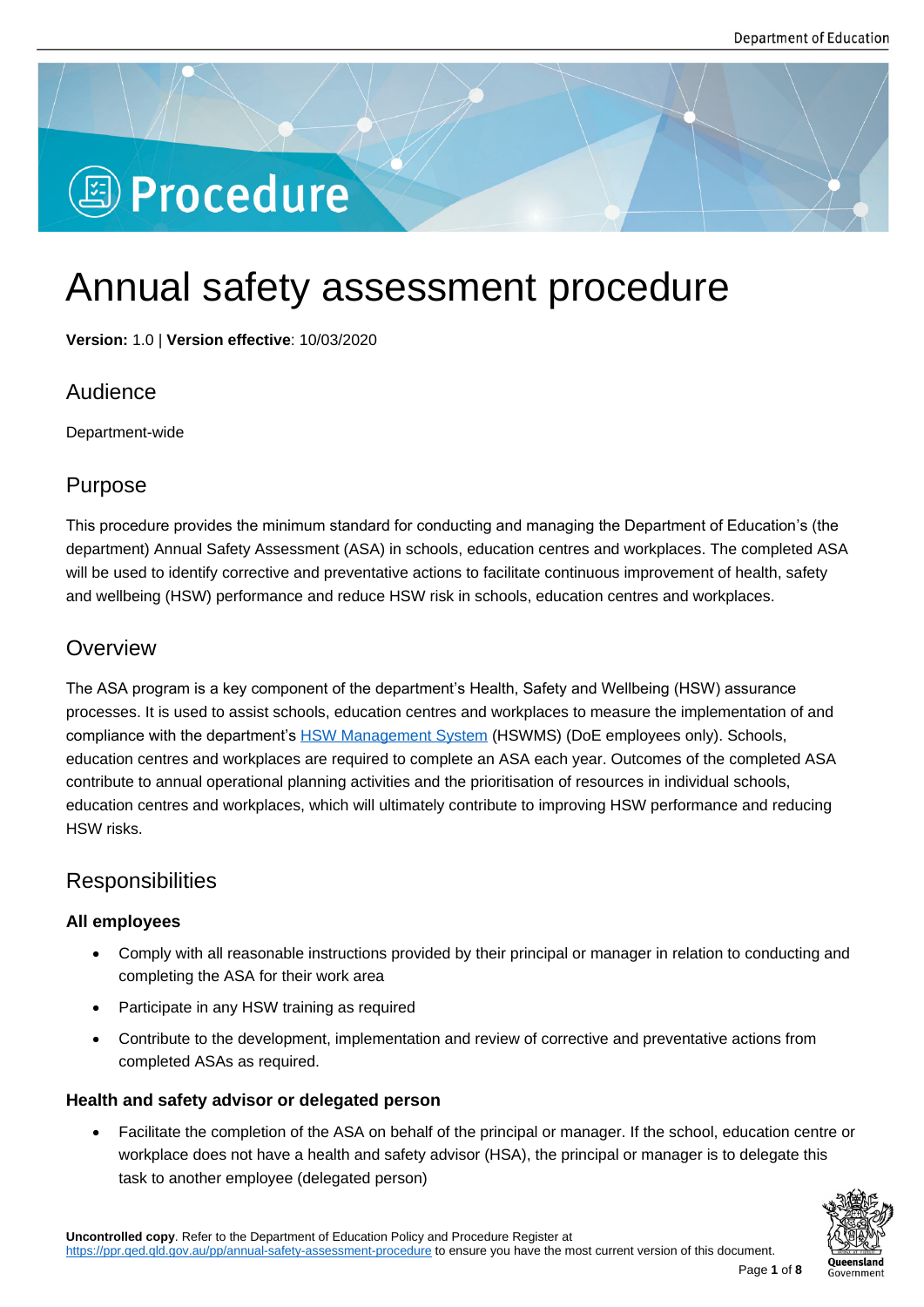# Annual safety assessment procedure

**Version:** 1.0 | **Version effective**: 10/03/2020

## Audience

Department-wide

## Purpose

This procedure provides the minimum standard for conducting and managing the Department of Education's (the department) Annual Safety Assessment (ASA) in schools, education centres and workplaces. The completed ASA will be used to identify corrective and preventative actions to facilitate continuous improvement of health, safety and wellbeing (HSW) performance and reduce HSW risk in schools, education centres and workplaces.

## Overview

The ASA program is a key component of the department's Health, Safety and Wellbeing (HSW) assurance processes. It is used to assist schools, education centres and workplaces to measure the implementation of and compliance with the department's HSW Management System (HSWMS) (DoE employees only). Schools, education centres and workplaces are required to complete an ASA each year. Outcomes of the completed ASA contribute to annual operational planning activities and the prioritisation of resources in individual schools, education centres and workplaces, which will ultimately contribute to improving HSW performance and reducing HSW risks.

## Responsibilities

### All employees

- Comply with all reasonable instructions provided by their principal or manager in relation to conducting and completing the ASA for their work area
- Participate in any HSW training as required
- Contribute to the development, implementation and review of corrective and preventative actions from completed ASAs as required.

### Health and safety advisor or delegated person

- Facilitate the completion of the ASA on behalf of the principal or manager. If the school, education centre or workplace does not have a health and safety advisor (HSA), the principal or manager is to delegate this task to another employee (delegated person)

**Uncontrolled copy**. Refer to the Department of Education Policy and Procedure Register at https://ppr.qed.qld.gov.au/pp/annual-safety-assessment-procedure to ensure you have the most current version of this document.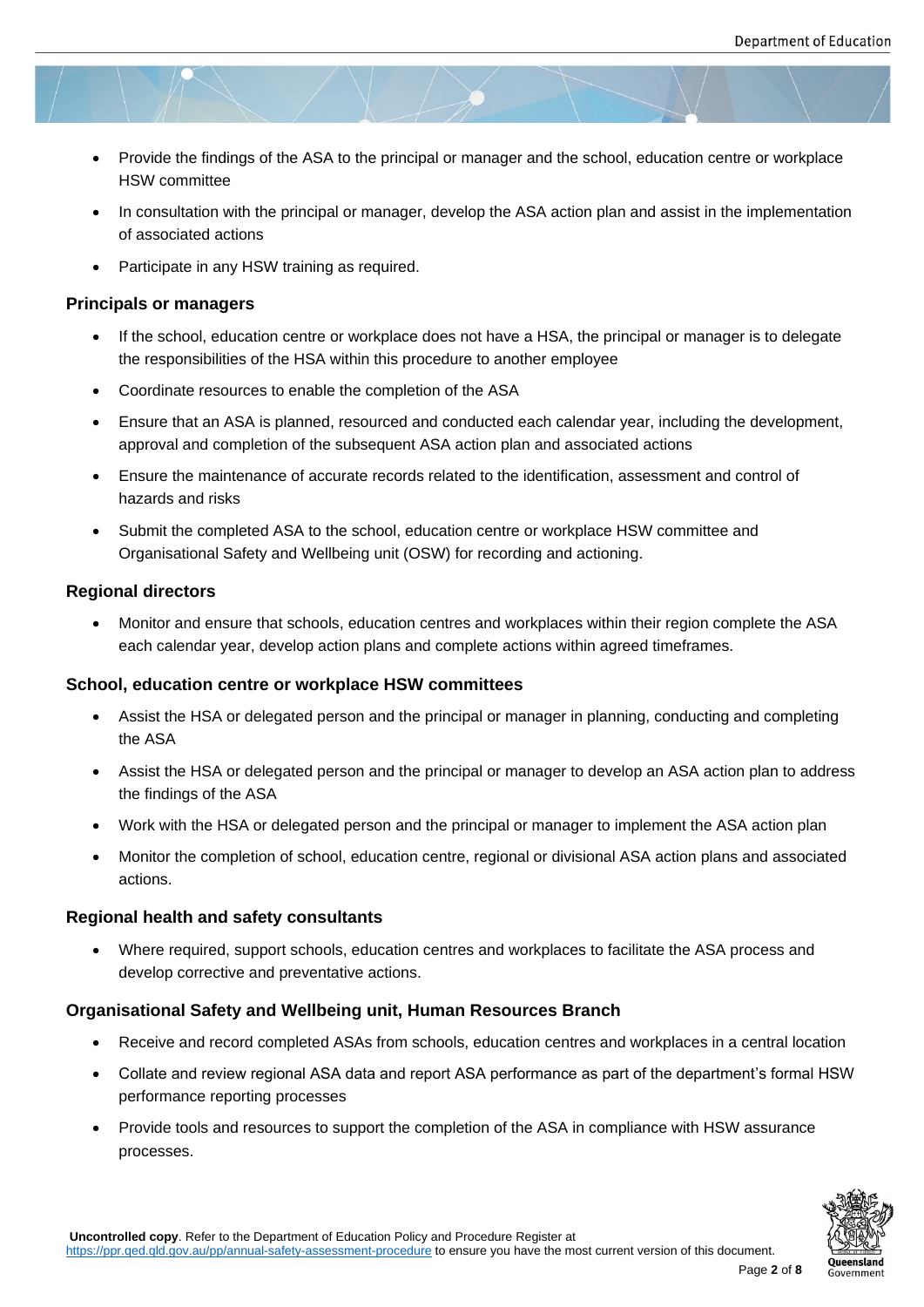- Provide the findings of the ASA to the principal or manager and the school, education centre or workplace HSW committee
- In consultation with the principal or manager, develop the ASA action plan and assist in the implementation of associated actions
- Participate in any HSW training as required.

### Principals or managers

- If the school, education centre or workplace does not have a HSA, the principal or manager is to delegate the responsibilities of the HSA within this procedure to another employee
- Coordinate resources to enable the completion of the ASA
- Ensure that an ASA is planned, resourced and conducted each calendar year, including the development, approval and completion of the subsequent ASA action plan and associated actions
- Ensure the maintenance of accurate records related to the identification, assessment and control of hazards and risks
- Submit the completed ASA to the school, education centre or workplace HSW committee and Organisational Safety and Wellbeing unit (OSW) for recording and actioning.

### Regional directors

- Monitor and ensure that schools, education centres and workplaces within their region complete the ASA each calendar year, develop action plans and complete actions within agreed timeframes.

### School, education centre or workplace HSW committees

- Assist the HSA or delegated person and the principal or manager in planning, conducting and completing the ASA
- Assist the HSA or delegated person and the principal or manager to develop an ASA action plan to address the findings of the ASA
- Work with the HSA or delegated person and the principal or manager to implement the ASA action plan
- Monitor the completion of school, education centre, regional or divisional ASA action plans and associated actions.

### Regional health and safety consultants

- Where required, support schools, education centres and workplaces to facilitate the ASA process and develop corrective and preventative actions.

### Organisational Safety and Wellbeing unit, Human Resources Branch

- Receive and record completed ASAs from schools, education centres and workplaces in a central location
- Collate and review regional ASA data and report ASA performance as part of the department's formal HSW performance reporting processes
- Provide tools and resources to support the completion of the ASA in compliance with HSW assurance processes.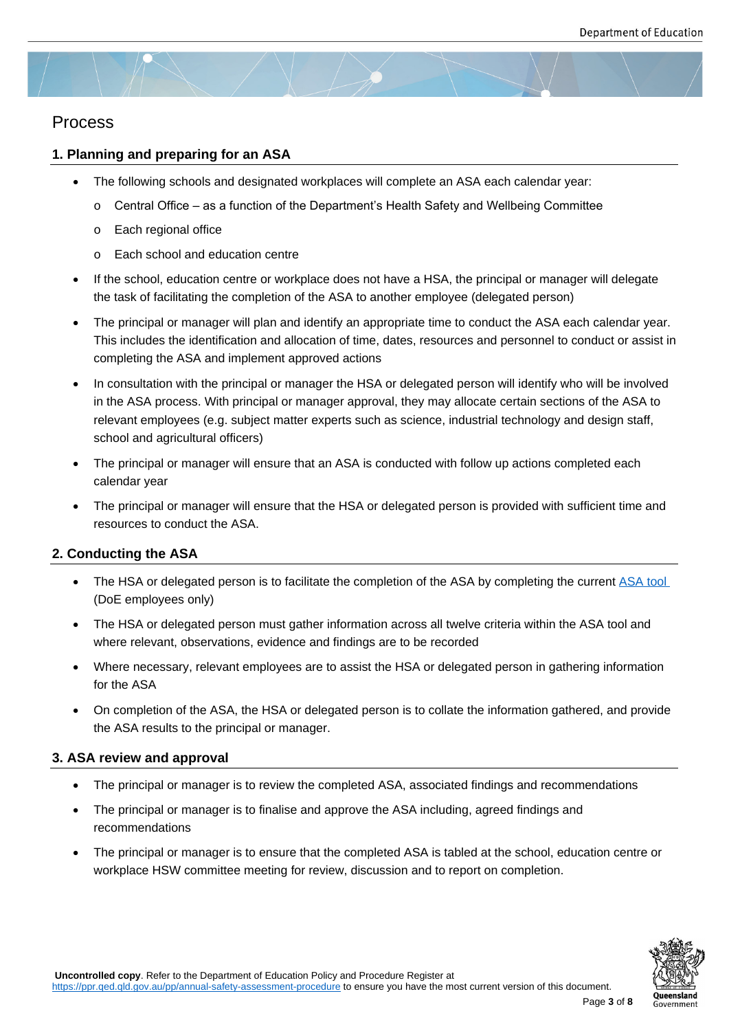# Process

## 1. Planning and preparing for an ASA

- The following schools and designated workplaces will complete an ASA each calendar year:
    - Central Office – as a function of the Department's Health Safety and Wellbeing Committee
    - Each regional office
    - Each school and education centre
- If the school, education centre or workplace does not have a HSA, the principal or manager will delegate the task of facilitating the completion of the ASA to another employee (delegated person)
- The principal or manager will plan and identify an appropriate time to conduct the ASA each calendar year. This includes the identification and allocation of time, dates, resources and personnel to conduct or assist in completing the ASA and implement approved actions
- In consultation with the principal or manager the HSA or delegated person will identify who will be involved in the ASA process. With principal or manager approval, they may allocate certain sections of the ASA to relevant employees (e.g. subject matter experts such as science, industrial technology and design staff, school and agricultural officers)
- The principal or manager will ensure that an ASA is conducted with follow up actions completed each calendar year
- The principal or manager will ensure that the HSA or delegated person is provided with sufficient time and resources to conduct the ASA.

## 2. Conducting the ASA

- The HSA or delegated person is to facilitate the completion of the ASA by completing the current ASA tool (DoE employees only)
- The HSA or delegated person must gather information across all twelve criteria within the ASA tool and where relevant, observations, evidence and findings are to be recorded
- Where necessary, relevant employees are to assist the HSA or delegated person in gathering information for the ASA
- On completion of the ASA, the HSA or delegated person is to collate the information gathered, and provide the ASA results to the principal or manager.

## 3. ASA review and approval

- The principal or manager is to review the completed ASA, associated findings and recommendations
- The principal or manager is to finalise and approve the ASA including, agreed findings and recommendations
- The principal or manager is to ensure that the completed ASA is tabled at the school, education centre or workplace HSW committee meeting for review, discussion and to report on completion.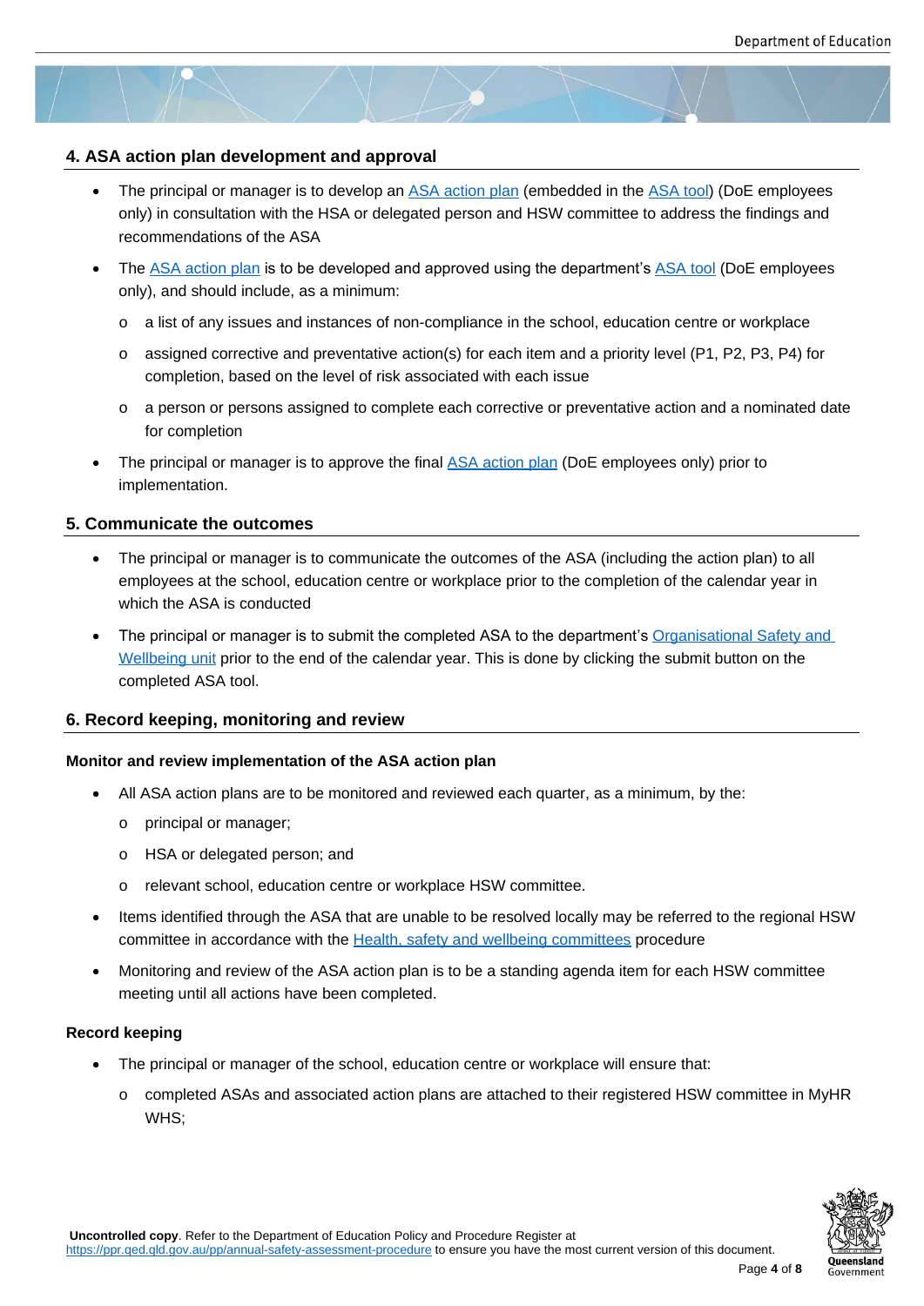## 4. ASA action plan development and approval

- The principal or manager is to develop an ASA action plan (embedded in the ASA tool) (DoE employees only) in consultation with the HSA or delegated person and HSW committee to address the findings and recommendations of the ASA
- The ASA action plan is to be developed and approved using the department's ASA tool (DoE employees only), and should include, as a minimum:
  - a list of any issues and instances of non-compliance in the school, education centre or workplace
  - assigned corrective and preventative action(s) for each item and a priority level (P1, P2, P3, P4) for completion, based on the level of risk associated with each issue
  - a person or persons assigned to complete each corrective or preventative action and a nominated date for completion
- The principal or manager is to approve the final ASA action plan (DoE employees only) prior to implementation.

## 5. Communicate the outcomes

- The principal or manager is to communicate the outcomes of the ASA (including the action plan) to all employees at the school, education centre or workplace prior to the completion of the calendar year in which the ASA is conducted
- The principal or manager is to submit the completed ASA to the department's Organisational Safety and Wellbeing unit prior to the end of the calendar year. This is done by clicking the submit button on the completed ASA tool.

## 6. Record keeping, monitoring and review

### Monitor and review implementation of the ASA action plan

- All ASA action plans are to be monitored and reviewed each quarter, as a minimum, by the:
  - principal or manager;
  - HSA or delegated person; and
  - relevant school, education centre or workplace HSW committee.
- Items identified through the ASA that are unable to be resolved locally may be referred to the regional HSW committee in accordance with the Health, safety and wellbeing committees procedure
- Monitoring and review of the ASA action plan is to be a standing agenda item for each HSW committee meeting until all actions have been completed.

### Record keeping

- The principal or manager of the school, education centre or workplace will ensure that:
  - completed ASAs and associated action plans are attached to their registered HSW committee in MyHR WHS;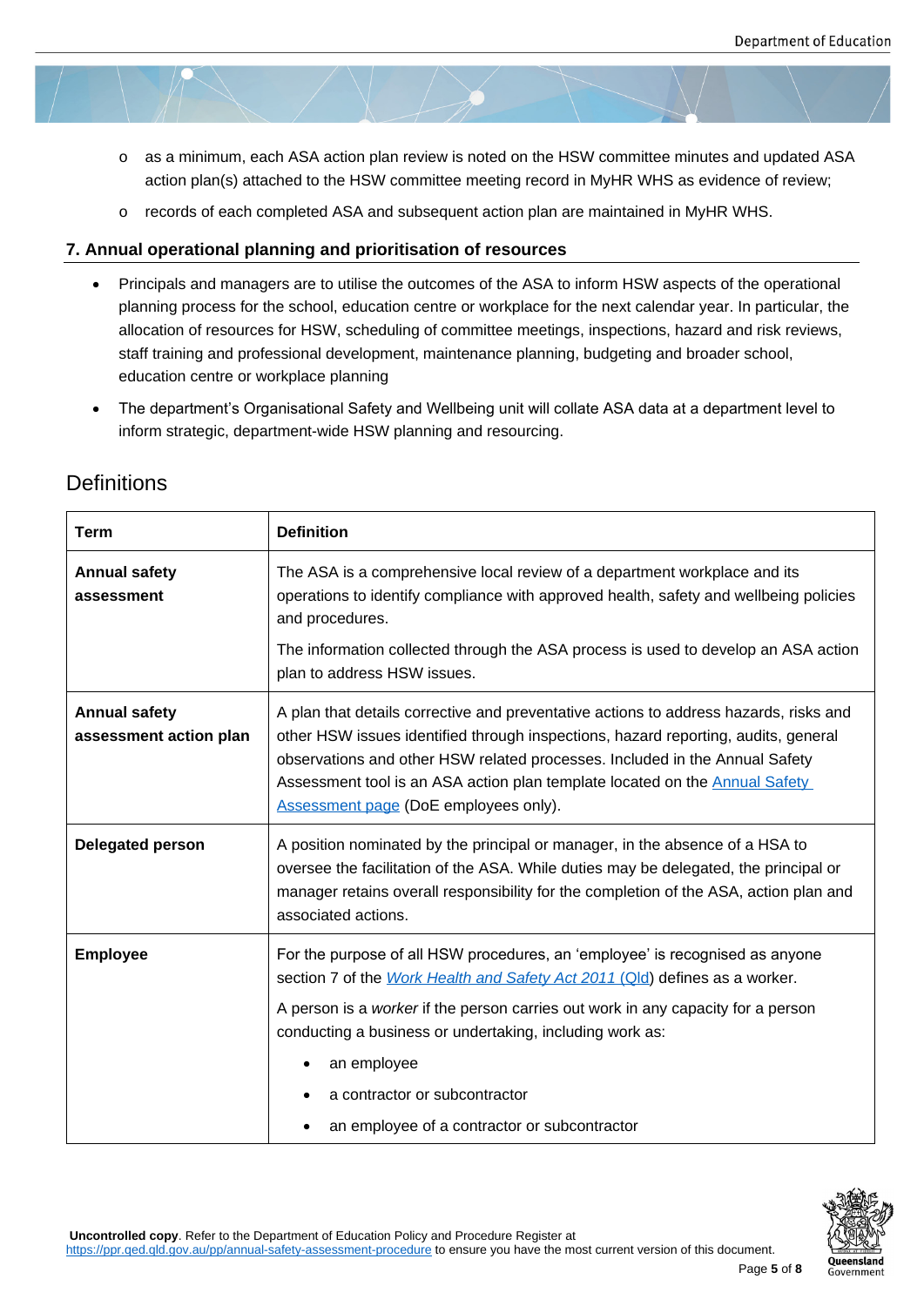- as a minimum, each ASA action plan review is noted on the HSW committee minutes and updated ASA action plan(s) attached to the HSW committee meeting record in MyHR WHS as evidence of review;
- records of each completed ASA and subsequent action plan are maintained in MyHR WHS.

### 7. Annual operational planning and prioritisation of resources

- Principals and managers are to utilise the outcomes of the ASA to inform HSW aspects of the operational planning process for the school, education centre or workplace for the next calendar year. In particular, the allocation of resources for HSW, scheduling of committee meetings, inspections, hazard and risk reviews, staff training and professional development, maintenance planning, budgeting and broader school, education centre or workplace planning
- The department's Organisational Safety and Wellbeing unit will collate ASA data at a department level to inform strategic, department-wide HSW planning and resourcing.

## Definitions

| Term | Definition |
|---|---|
| **Annual safety assessment** | The ASA is a comprehensive local review of a department workplace and its operations to identify compliance with approved health, safety and wellbeing policies and procedures.<br><br>The information collected through the ASA process is used to develop an ASA action plan to address HSW issues. |
| **Annual safety assessment action plan** | A plan that details corrective and preventative actions to address hazards, risks and other HSW issues identified through inspections, hazard reporting, audits, general observations and other HSW related processes. Included in the Annual Safety Assessment tool is an ASA action plan template located on the Annual Safety Assessment page (DoE employees only). |
| **Delegated person** | A position nominated by the principal or manager, in the absence of a HSA to oversee the facilitation of the ASA. While duties may be delegated, the principal or manager retains overall responsibility for the completion of the ASA, action plan and associated actions. |
| **Employee** | For the purpose of all HSW procedures, an 'employee' is recognised as anyone section 7 of the *Work Health and Safety Act 2011* (Qld) defines as a worker.<br><br>A person is a *worker* if the person carries out work in any capacity for a person conducting a business or undertaking, including work as:<br><br>• an employee<br>• a contractor or subcontractor<br>• an employee of a contractor or subcontractor |

**Uncontrolled copy**. Refer to the Department of Education Policy and Procedure Register at https://ppr.qed.qld.gov.au/pp/annual-safety-assessment-procedure to ensure you have the most current version of this document.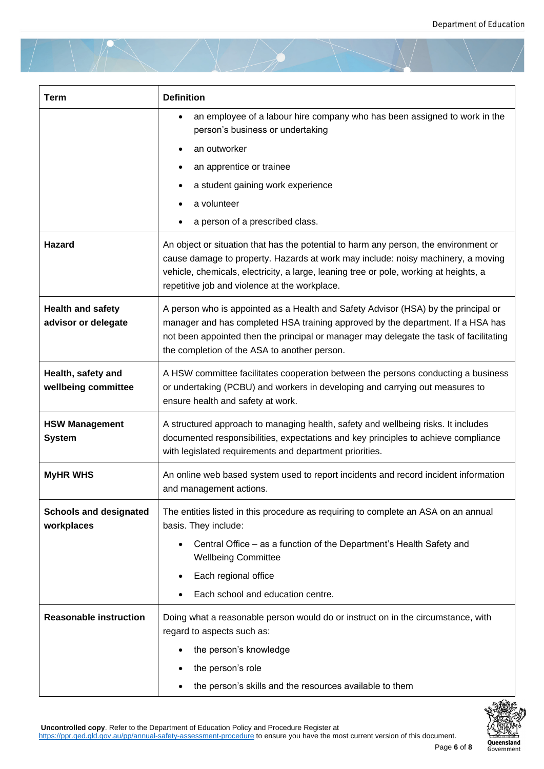| Term | Definition |
|---|---|
| | • an employee of a labour hire company who has been assigned to work in the person's business or undertaking<br>• an outworker<br>• an apprentice or trainee<br>• a student gaining work experience<br>• a volunteer<br>• a person of a prescribed class. |
| **Hazard** | An object or situation that has the potential to harm any person, the environment or cause damage to property. Hazards at work may include: noisy machinery, a moving vehicle, chemicals, electricity, a large, leaning tree or pole, working at heights, a repetitive job and violence at the workplace. |
| **Health and safety advisor or delegate** | A person who is appointed as a Health and Safety Advisor (HSA) by the principal or manager and has completed HSA training approved by the department. If a HSA has not been appointed then the principal or manager may delegate the task of facilitating the completion of the ASA to another person. |
| **Health, safety and wellbeing committee** | A HSW committee facilitates cooperation between the persons conducting a business or undertaking (PCBU) and workers in developing and carrying out measures to ensure health and safety at work. |
| **HSW Management System** | A structured approach to managing health, safety and wellbeing risks. It includes documented responsibilities, expectations and key principles to achieve compliance with legislated requirements and department priorities. |
| **MyHR WHS** | An online web based system used to report incidents and record incident information and management actions. |
| **Schools and designated workplaces** | The entities listed in this procedure as requiring to complete an ASA on an annual basis. They include:<br>• Central Office – as a function of the Department's Health Safety and Wellbeing Committee<br>• Each regional office<br>• Each school and education centre. |
| **Reasonable instruction** | Doing what a reasonable person would do or instruct on in the circumstance, with regard to aspects such as:<br>• the person's knowledge<br>• the person's role<br>• the person's skills and the resources available to them |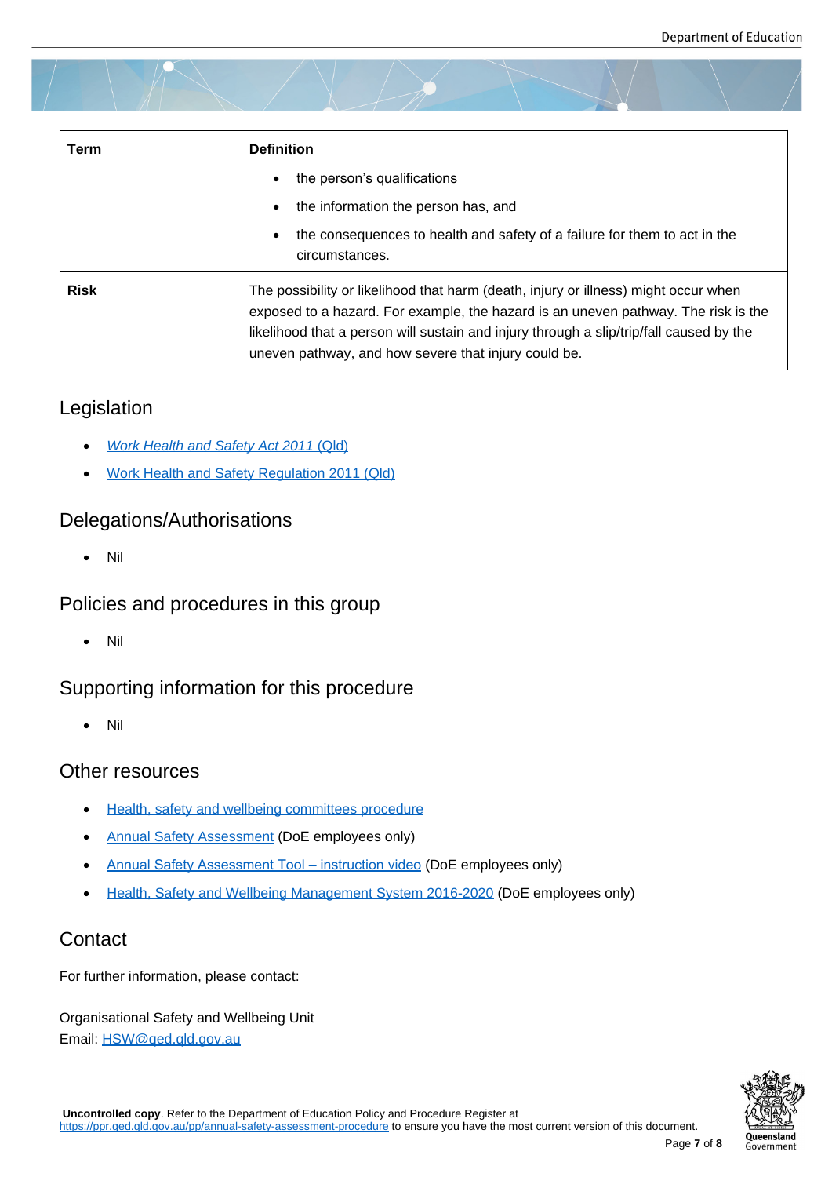| Term | Definition |
|---|---|
| | • the person's qualifications<br>• the information the person has, and<br>• the consequences to health and safety of a failure for them to act in the circumstances. |
| **Risk** | The possibility or likelihood that harm (death, injury or illness) might occur when exposed to a hazard. For example, the hazard is an uneven pathway. The risk is the likelihood that a person will sustain and injury through a slip/trip/fall caused by the uneven pathway, and how severe that injury could be. |

## Legislation

- *Work Health and Safety Act 2011* (Qld)
- Work Health and Safety Regulation 2011 (Qld)

## Delegations/Authorisations

- Nil

## Policies and procedures in this group

- Nil

## Supporting information for this procedure

- Nil

## Other resources

- Health, safety and wellbeing committees procedure
- Annual Safety Assessment (DoE employees only)
- Annual Safety Assessment Tool – instruction video (DoE employees only)
- Health, Safety and Wellbeing Management System 2016-2020 (DoE employees only)

## Contact

For further information, please contact:

Organisational Safety and Wellbeing Unit
Email: HSW@qed.qld.gov.au

**Uncontrolled copy**. Refer to the Department of Education Policy and Procedure Register at https://ppr.qed.qld.gov.au/pp/annual-safety-assessment-procedure to ensure you have the most current version of this document.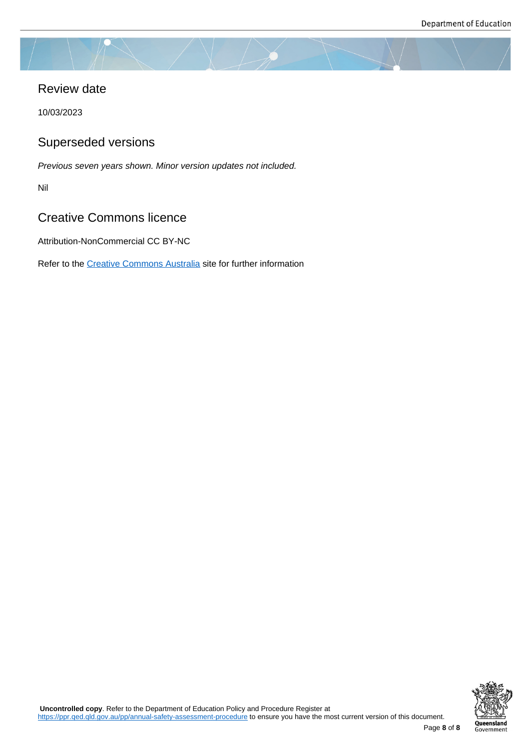## Review date

10/03/2023

## Superseded versions

*Previous seven years shown. Minor version updates not included.*

Nil

## Creative Commons licence

Attribution-NonCommercial CC BY-NC

Refer to the [Creative Commons Australia](https://creativecommons.org.au) site for further information